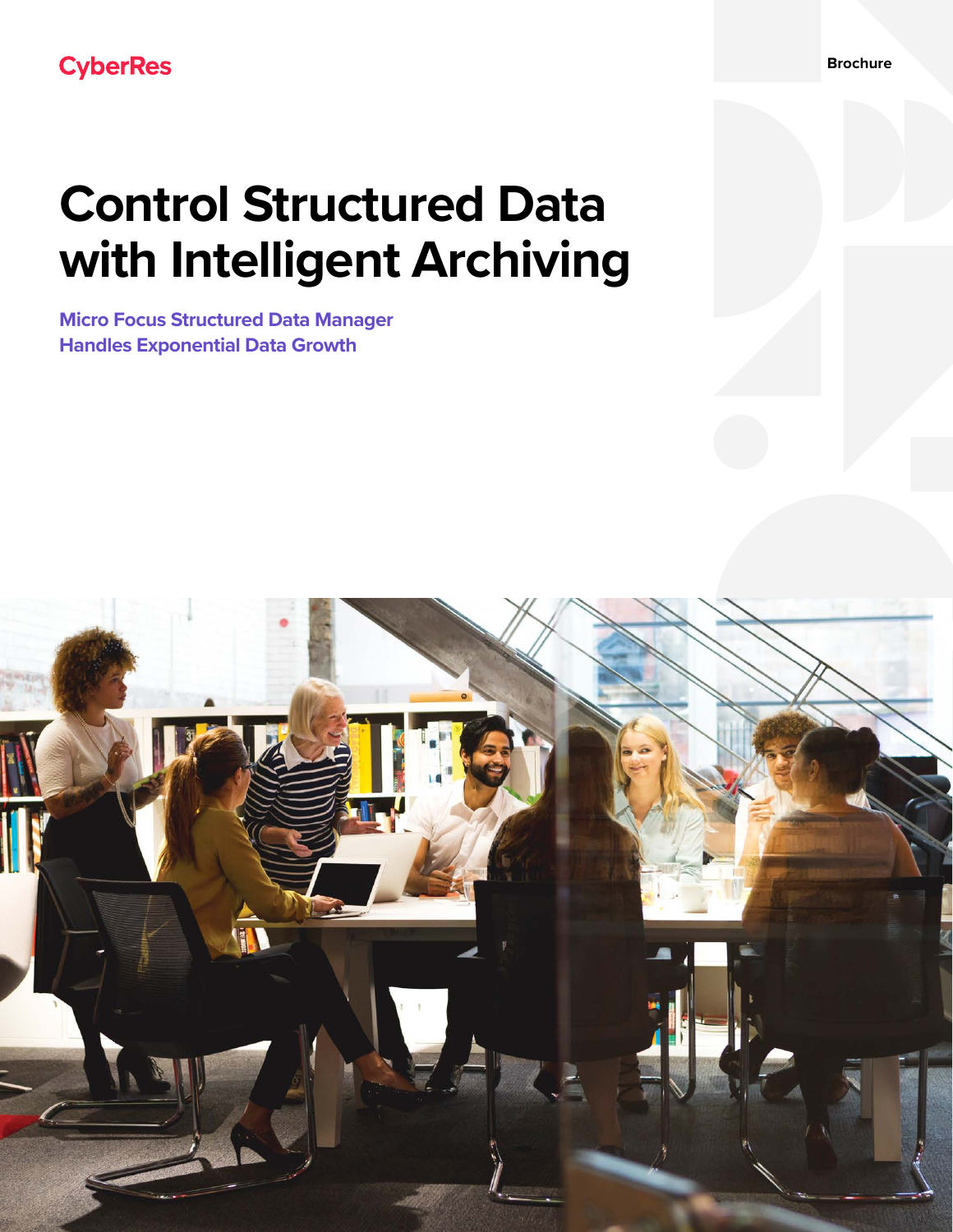CyberRes

Brochure

# Control Structured Data with Intelligent Archiving

**Micro Focus Structured Data Manager Handles Exponential Data Growth**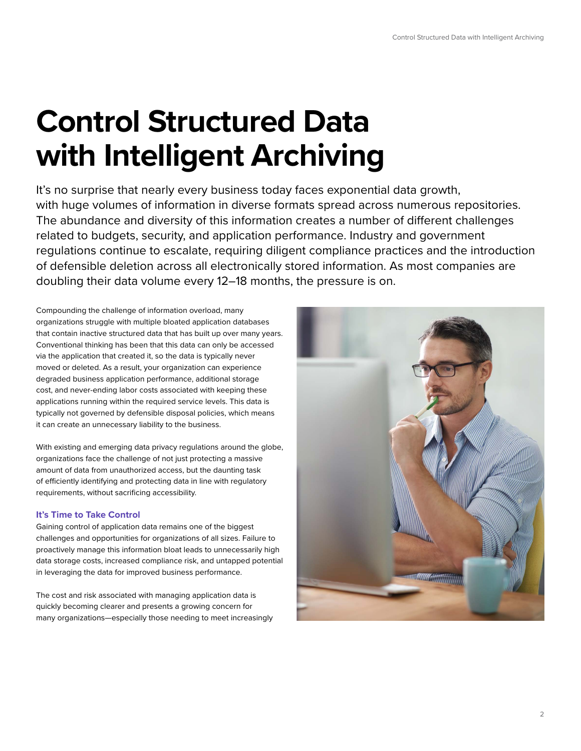# Control Structured Data with Intelligent Archiving

It's no surprise that nearly every business today faces exponential data growth, with huge volumes of information in diverse formats spread across numerous repositories. The abundance and diversity of this information creates a number of different challenges related to budgets, security, and application performance. Industry and government regulations continue to escalate, requiring diligent compliance practices and the introduction of defensible deletion across all electronically stored information. As most companies are doubling their data volume every 12–18 months, the pressure is on.

Compounding the challenge of information overload, many organizations struggle with multiple bloated application databases that contain inactive structured data that has built up over many years. Conventional thinking has been that this data can only be accessed via the application that created it, so the data is typically never moved or deleted. As a result, your organization can experience degraded business application performance, additional storage cost, and never-ending labor costs associated with keeping these applications running within the required service levels. This data is typically not governed by defensible disposal policies, which means it can create an unnecessary liability to the business.

With existing and emerging data privacy regulations around the globe, organizations face the challenge of not just protecting a massive amount of data from unauthorized access, but the daunting task of efficiently identifying and protecting data in line with regulatory requirements, without sacrificing accessibility.

### It's Time to Take Control

Gaining control of application data remains one of the biggest challenges and opportunities for organizations of all sizes. Failure to proactively manage this information bloat leads to unnecessarily high data storage costs, increased compliance risk, and untapped potential in leveraging the data for improved business performance.

The cost and risk associated with managing application data is quickly becoming clearer and presents a growing concern for many organizations—especially those needing to meet increasingly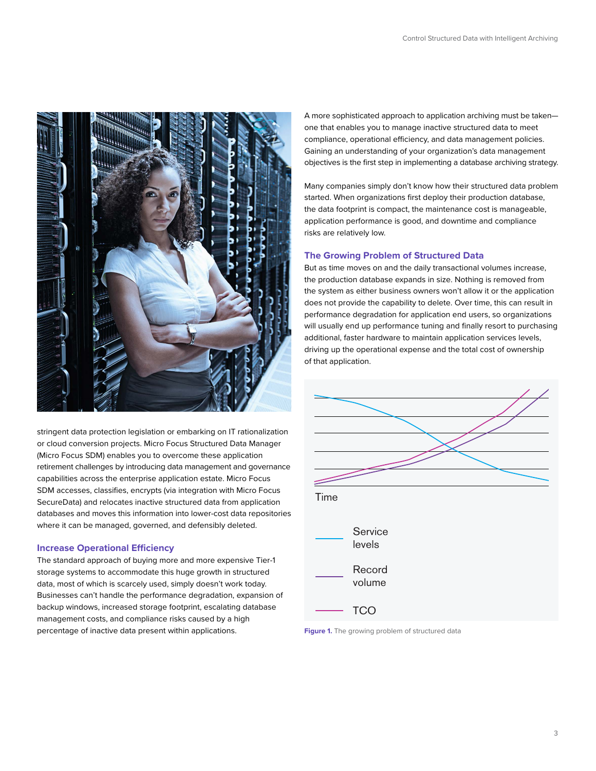stringent data protection legislation or embarking on IT rationalization or cloud conversion projects. Micro Focus Structured Data Manager (Micro Focus SDM) enables you to overcome these application retirement challenges by introducing data management and governance capabilities across the enterprise application estate. Micro Focus SDM accesses, classifies, encrypts (via integration with Micro Focus SecureData) and relocates inactive structured data from application databases and moves this information into lower-cost data repositories where it can be managed, governed, and defensibly deleted.

### Increase Operational Efficiency

The standard approach of buying more and more expensive Tier-1 storage systems to accommodate this huge growth in structured data, most of which is scarcely used, simply doesn't work today. Businesses can't handle the performance degradation, expansion of backup windows, increased storage footprint, escalating database management costs, and compliance risks caused by a high percentage of inactive data present within applications.

A more sophisticated approach to application archiving must be taken—one that enables you to manage inactive structured data to meet compliance, operational efficiency, and data management policies. Gaining an understanding of your organization's data management objectives is the first step in implementing a database archiving strategy.

Many companies simply don't know how their structured data problem started. When organizations first deploy their production database, the data footprint is compact, the maintenance cost is manageable, application performance is good, and downtime and compliance risks are relatively low.

### The Growing Problem of Structured Data

But as time moves on and the daily transactional volumes increase, the production database expands in size. Nothing is removed from the system as either business owners won't allow it or the application does not provide the capability to delete. Over time, this can result in performance degradation for application end users, so organizations will usually end up performance tuning and finally resort to purchasing additional, faster hardware to maintain application services levels, driving up the operational expense and the total cost of ownership of that application.

Time

Service levels

Record volume

TCO

**Figure 1.** The growing problem of structured data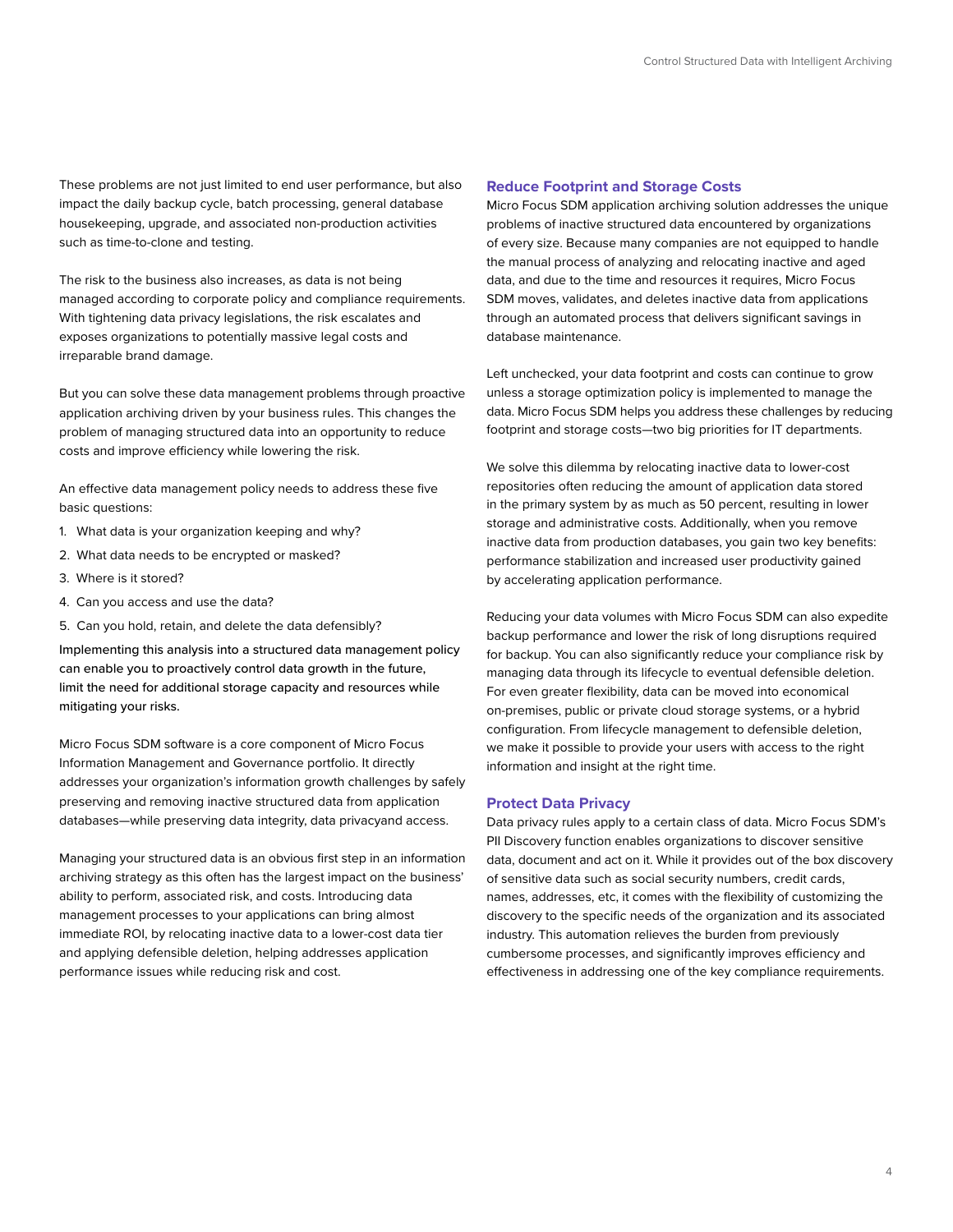These problems are not just limited to end user performance, but also impact the daily backup cycle, batch processing, general database housekeeping, upgrade, and associated non-production activities such as time-to-clone and testing.

The risk to the business also increases, as data is not being managed according to corporate policy and compliance requirements. With tightening data privacy legislations, the risk escalates and exposes organizations to potentially massive legal costs and irreparable brand damage.

But you can solve these data management problems through proactive application archiving driven by your business rules. This changes the problem of managing structured data into an opportunity to reduce costs and improve efficiency while lowering the risk.

An effective data management policy needs to address these five basic questions:

1. What data is your organization keeping and why?
2. What data needs to be encrypted or masked?
3. Where is it stored?
4. Can you access and use the data?
5. Can you hold, retain, and delete the data defensibly?

Implementing this analysis into a structured data management policy can enable you to proactively control data growth in the future, limit the need for additional storage capacity and resources while mitigating your risks.

Micro Focus SDM software is a core component of Micro Focus Information Management and Governance portfolio. It directly addresses your organization's information growth challenges by safely preserving and removing inactive structured data from application databases—while preserving data integrity, data privacyand access.

Managing your structured data is an obvious first step in an information archiving strategy as this often has the largest impact on the business' ability to perform, associated risk, and costs. Introducing data management processes to your applications can bring almost immediate ROI, by relocating inactive data to a lower-cost data tier and applying defensible deletion, helping addresses application performance issues while reducing risk and cost.

## Reduce Footprint and Storage Costs

Micro Focus SDM application archiving solution addresses the unique problems of inactive structured data encountered by organizations of every size. Because many companies are not equipped to handle the manual process of analyzing and relocating inactive and aged data, and due to the time and resources it requires, Micro Focus SDM moves, validates, and deletes inactive data from applications through an automated process that delivers significant savings in database maintenance.

Left unchecked, your data footprint and costs can continue to grow unless a storage optimization policy is implemented to manage the data. Micro Focus SDM helps you address these challenges by reducing footprint and storage costs—two big priorities for IT departments.

We solve this dilemma by relocating inactive data to lower-cost repositories often reducing the amount of application data stored in the primary system by as much as 50 percent, resulting in lower storage and administrative costs. Additionally, when you remove inactive data from production databases, you gain two key benefits: performance stabilization and increased user productivity gained by accelerating application performance.

Reducing your data volumes with Micro Focus SDM can also expedite backup performance and lower the risk of long disruptions required for backup. You can also significantly reduce your compliance risk by managing data through its lifecycle to eventual defensible deletion. For even greater flexibility, data can be moved into economical on-premises, public or private cloud storage systems, or a hybrid configuration. From lifecycle management to defensible deletion, we make it possible to provide your users with access to the right information and insight at the right time.

## Protect Data Privacy

Data privacy rules apply to a certain class of data. Micro Focus SDM's PII Discovery function enables organizations to discover sensitive data, document and act on it. While it provides out of the box discovery of sensitive data such as social security numbers, credit cards, names, addresses, etc, it comes with the flexibility of customizing the discovery to the specific needs of the organization and its associated industry. This automation relieves the burden from previously cumbersome processes, and significantly improves efficiency and effectiveness in addressing one of the key compliance requirements.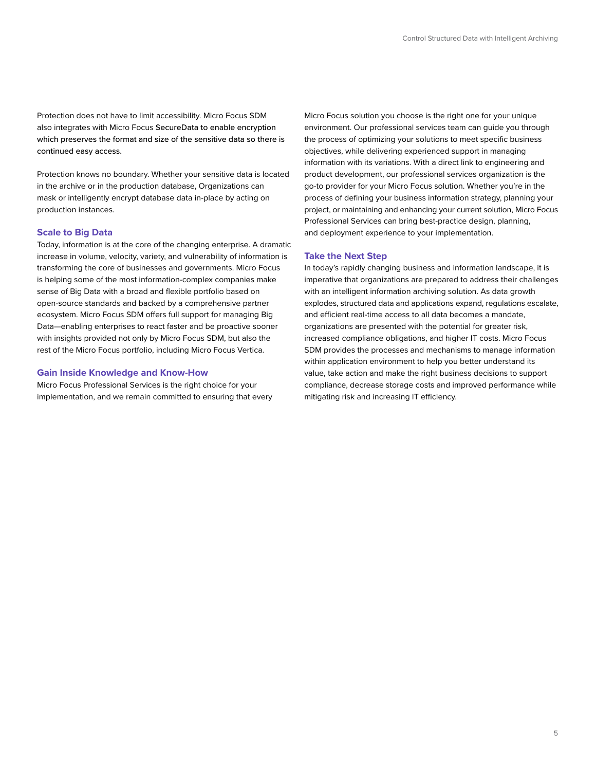Protection does not have to limit accessibility. Micro Focus SDM also integrates with Micro Focus SecureData to enable encryption which preserves the format and size of the sensitive data so there is continued easy access.

Protection knows no boundary. Whether your sensitive data is located in the archive or in the production database, Organizations can mask or intelligently encrypt database data in-place by acting on production instances.

### Scale to Big Data

Today, information is at the core of the changing enterprise. A dramatic increase in volume, velocity, variety, and vulnerability of information is transforming the core of businesses and governments. Micro Focus is helping some of the most information-complex companies make sense of Big Data with a broad and flexible portfolio based on open-source standards and backed by a comprehensive partner ecosystem. Micro Focus SDM offers full support for managing Big Data—enabling enterprises to react faster and be proactive sooner with insights provided not only by Micro Focus SDM, but also the rest of the Micro Focus portfolio, including Micro Focus Vertica.

### Gain Inside Knowledge and Know-How

Micro Focus Professional Services is the right choice for your implementation, and we remain committed to ensuring that every Micro Focus solution you choose is the right one for your unique environment. Our professional services team can guide you through the process of optimizing your solutions to meet specific business objectives, while delivering experienced support in managing information with its variations. With a direct link to engineering and product development, our professional services organization is the go-to provider for your Micro Focus solution. Whether you're in the process of defining your business information strategy, planning your project, or maintaining and enhancing your current solution, Micro Focus Professional Services can bring best-practice design, planning, and deployment experience to your implementation.

### Take the Next Step

In today's rapidly changing business and information landscape, it is imperative that organizations are prepared to address their challenges with an intelligent information archiving solution. As data growth explodes, structured data and applications expand, regulations escalate, and efficient real-time access to all data becomes a mandate, organizations are presented with the potential for greater risk, increased compliance obligations, and higher IT costs. Micro Focus SDM provides the processes and mechanisms to manage information within application environment to help you better understand its value, take action and make the right business decisions to support compliance, decrease storage costs and improved performance while mitigating risk and increasing IT efficiency.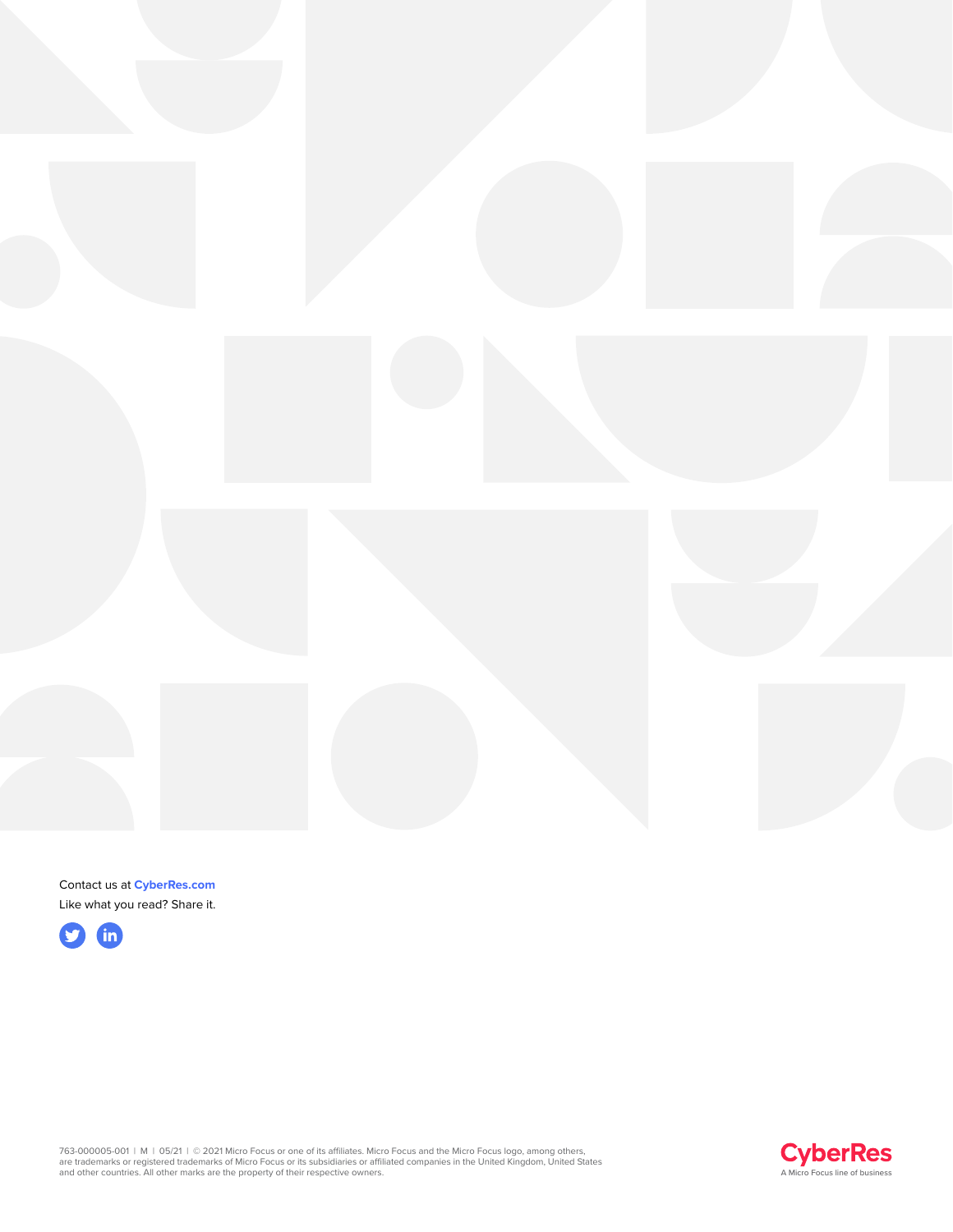Contact us at **CyberRes.com**

Like what you read? Share it.

763-000005-001 | M | 05/21 | © 2021 Micro Focus or one of its affiliates. Micro Focus and the Micro Focus logo, among others, are trademarks or registered trademarks of Micro Focus or its subsidiaries or affiliated companies in the United Kingdom, United States and other countries. All other marks are the property of their respective owners.

CyberRes

A Micro Focus line of business